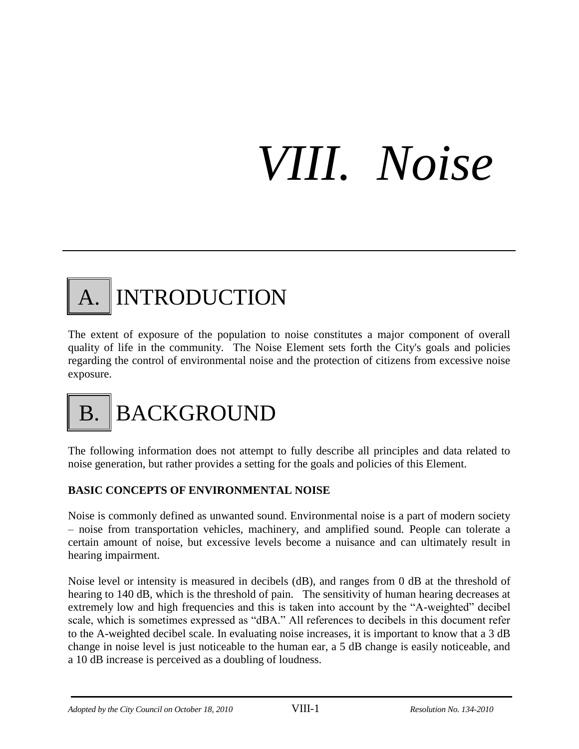# VIII. Noise

## A. INTRODUCTION

The extent of exposure of the population to noise constitutes a major component of overall quality of life in the community. The Noise Element sets forth the City's goals and policies regarding the control of environmental noise and the protection of citizens from excessive noise exposure.

## B. BACKGROUND

The following information does not attempt to fully describe all principles and data related to noise generation, but rather provides a setting for the goals and policies of this Element.

**BASIC CONCEPTS OF ENVIRONMENTAL NOISE**

Noise is commonly defined as unwanted sound. Environmental noise is a part of modern society – noise from transportation vehicles, machinery, and amplified sound. People can tolerate a certain amount of noise, but excessive levels become a nuisance and can ultimately result in hearing impairment.

Noise level or intensity is measured in decibels (dB), and ranges from 0 dB at the threshold of hearing to 140 dB, which is the threshold of pain. The sensitivity of human hearing decreases at extremely low and high frequencies and this is taken into account by the "A-weighted" decibel scale, which is sometimes expressed as "dBA." All references to decibels in this document refer to the A-weighted decibel scale. In evaluating noise increases, it is important to know that a 3 dB change in noise level is just noticeable to the human ear, a 5 dB change is easily noticeable, and a 10 dB increase is perceived as a doubling of loudness.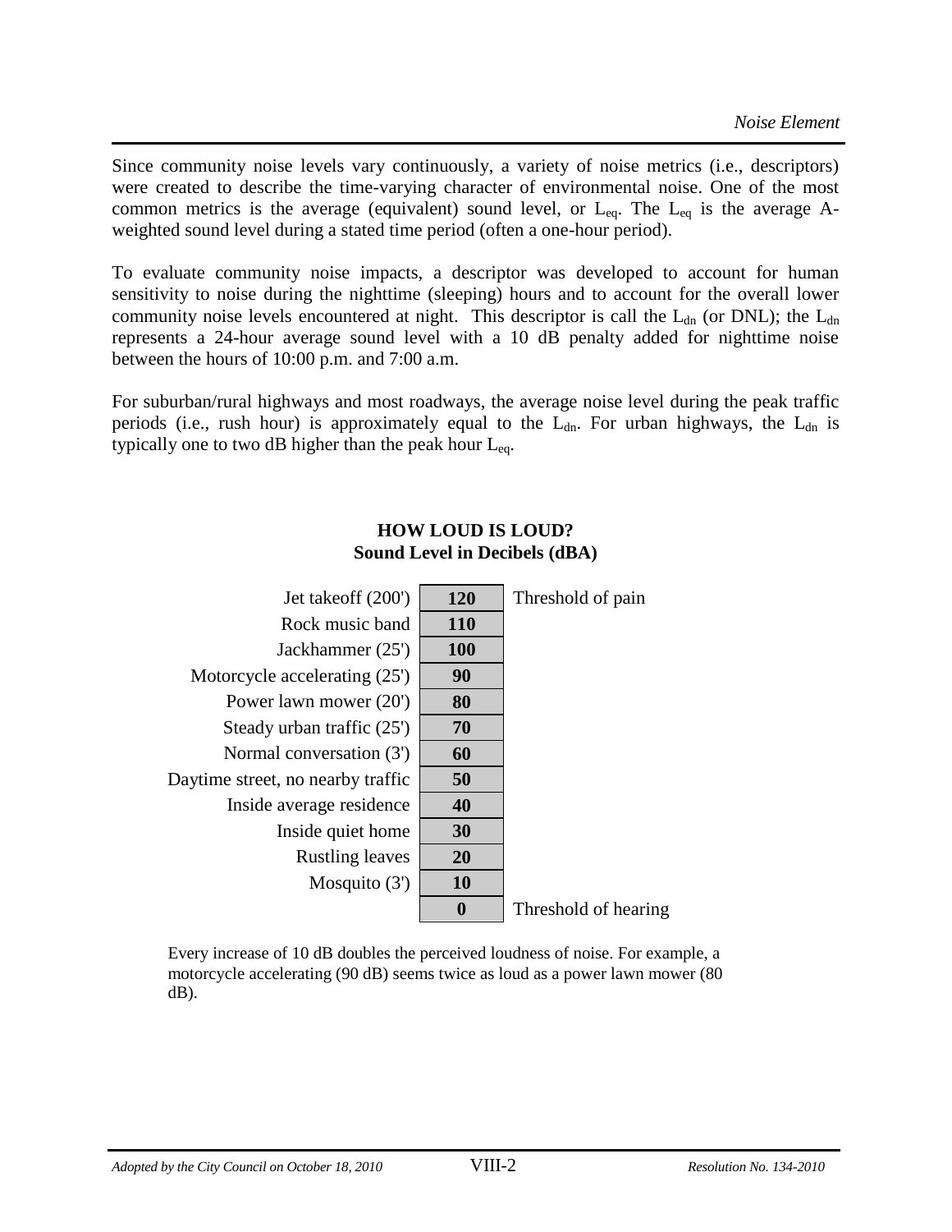Since community noise levels vary continuously, a variety of noise metrics (i.e., descriptors) were created to describe the time-varying character of environmental noise. One of the most common metrics is the average (equivalent) sound level, or $L_{eq}$. The $L_{eq}$ is the average A-weighted sound level during a stated time period (often a one-hour period).

To evaluate community noise impacts, a descriptor was developed to account for human sensitivity to noise during the nighttime (sleeping) hours and to account for the overall lower community noise levels encountered at night. This descriptor is call the $L_{dn}$ (or DNL); the $L_{dn}$ represents a 24-hour average sound level with a 10 dB penalty added for nighttime noise between the hours of 10:00 p.m. and 7:00 a.m.

For suburban/rural highways and most roadways, the average noise level during the peak traffic periods (i.e., rush hour) is approximately equal to the $L_{dn}$. For urban highways, the $L_{dn}$ is typically one to two dB higher than the peak hour $L_{eq}$.

**HOW LOUD IS LOUD?**
**Sound Level in Decibels (dBA)**

| Source | dBA | |
|---|---|---|
| Jet takeoff (200') | **120** | Threshold of pain |
| Rock music band | **110** | |
| Jackhammer (25') | **100** | |
| Motorcycle accelerating (25') | **90** | |
| Power lawn mower (20') | **80** | |
| Steady urban traffic (25') | **70** | |
| Normal conversation (3') | **60** | |
| Daytime street, no nearby traffic | **50** | |
| Inside average residence | **40** | |
| Inside quiet home | **30** | |
| Rustling leaves | **20** | |
| Mosquito (3') | **10** | |
| | **0** | Threshold of hearing |

Every increase of 10 dB doubles the perceived loudness of noise. For example, a motorcycle accelerating (90 dB) seems twice as loud as a power lawn mower (80 dB).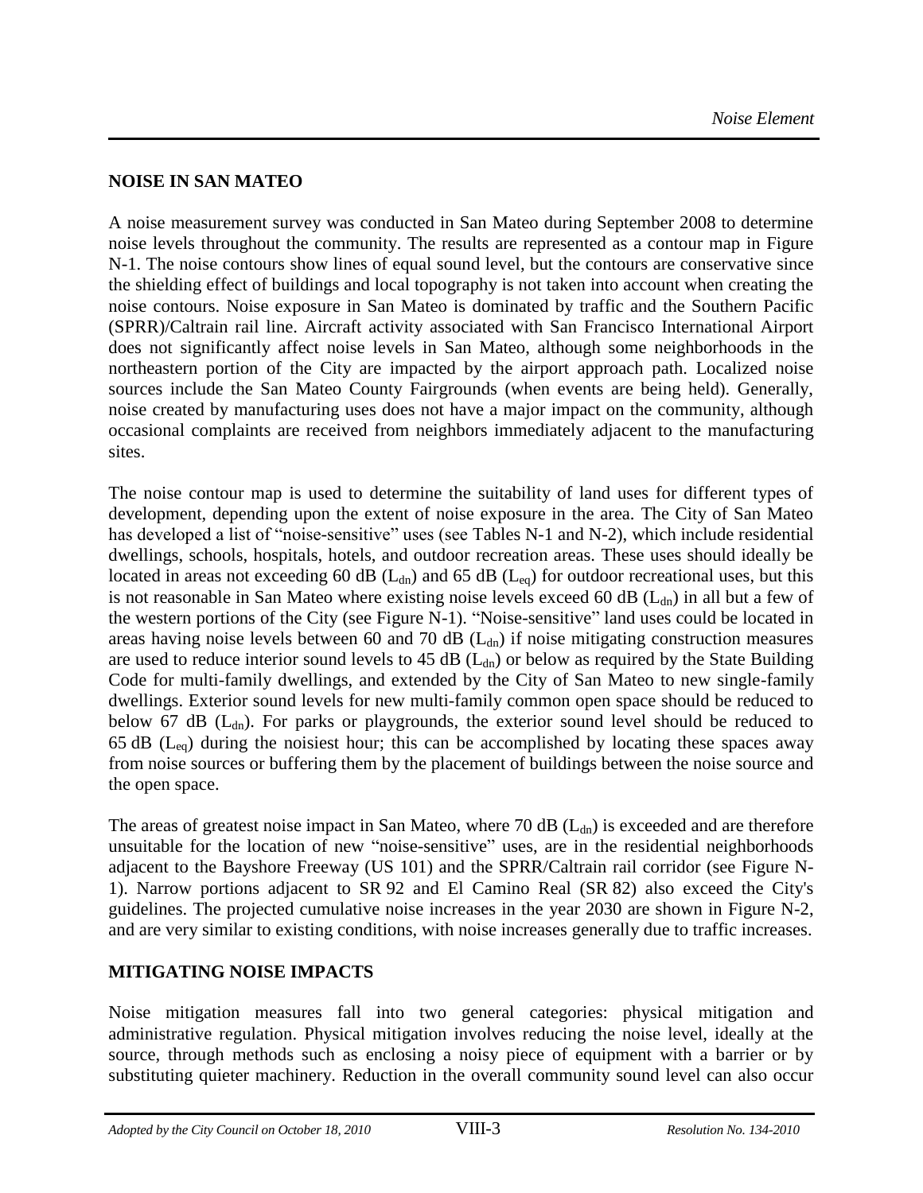## NOISE IN SAN MATEO

A noise measurement survey was conducted in San Mateo during September 2008 to determine noise levels throughout the community. The results are represented as a contour map in Figure N-1. The noise contours show lines of equal sound level, but the contours are conservative since the shielding effect of buildings and local topography is not taken into account when creating the noise contours. Noise exposure in San Mateo is dominated by traffic and the Southern Pacific (SPRR)/Caltrain rail line. Aircraft activity associated with San Francisco International Airport does not significantly affect noise levels in San Mateo, although some neighborhoods in the northeastern portion of the City are impacted by the airport approach path. Localized noise sources include the San Mateo County Fairgrounds (when events are being held). Generally, noise created by manufacturing uses does not have a major impact on the community, although occasional complaints are received from neighbors immediately adjacent to the manufacturing sites.

The noise contour map is used to determine the suitability of land uses for different types of development, depending upon the extent of noise exposure in the area. The City of San Mateo has developed a list of "noise-sensitive" uses (see Tables N-1 and N-2), which include residential dwellings, schools, hospitals, hotels, and outdoor recreation areas. These uses should ideally be located in areas not exceeding 60 dB ($L_{dn}$) and 65 dB ($L_{eq}$) for outdoor recreational uses, but this is not reasonable in San Mateo where existing noise levels exceed 60 dB ($L_{dn}$) in all but a few of the western portions of the City (see Figure N-1). "Noise-sensitive" land uses could be located in areas having noise levels between 60 and 70 dB ($L_{dn}$) if noise mitigating construction measures are used to reduce interior sound levels to 45 dB ($L_{dn}$) or below as required by the State Building Code for multi-family dwellings, and extended by the City of San Mateo to new single-family dwellings. Exterior sound levels for new multi-family common open space should be reduced to below 67 dB ($L_{dn}$). For parks or playgrounds, the exterior sound level should be reduced to 65 dB ($L_{eq}$) during the noisiest hour; this can be accomplished by locating these spaces away from noise sources or buffering them by the placement of buildings between the noise source and the open space.

The areas of greatest noise impact in San Mateo, where 70 dB ($L_{dn}$) is exceeded and are therefore unsuitable for the location of new "noise-sensitive" uses, are in the residential neighborhoods adjacent to the Bayshore Freeway (US 101) and the SPRR/Caltrain rail corridor (see Figure N-1). Narrow portions adjacent to SR 92 and El Camino Real (SR 82) also exceed the City's guidelines. The projected cumulative noise increases in the year 2030 are shown in Figure N-2, and are very similar to existing conditions, with noise increases generally due to traffic increases.

## MITIGATING NOISE IMPACTS

Noise mitigation measures fall into two general categories: physical mitigation and administrative regulation. Physical mitigation involves reducing the noise level, ideally at the source, through methods such as enclosing a noisy piece of equipment with a barrier or by substituting quieter machinery. Reduction in the overall community sound level can also occur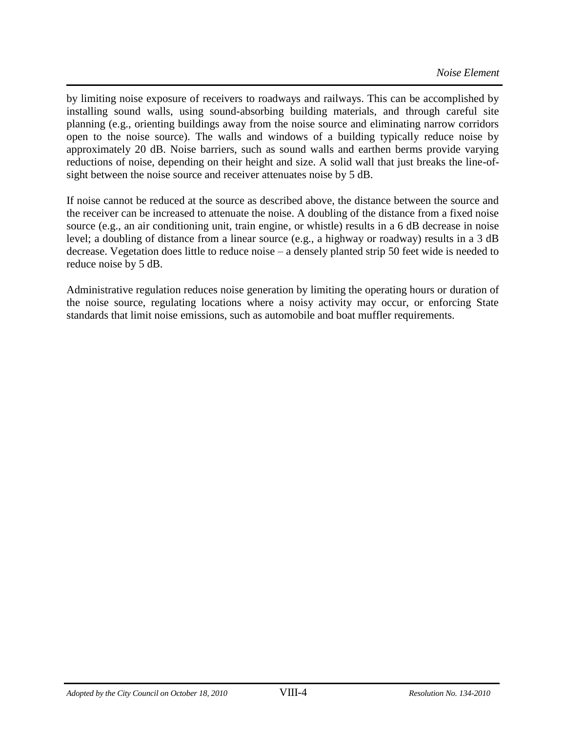by limiting noise exposure of receivers to roadways and railways. This can be accomplished by installing sound walls, using sound-absorbing building materials, and through careful site planning (e.g., orienting buildings away from the noise source and eliminating narrow corridors open to the noise source). The walls and windows of a building typically reduce noise by approximately 20 dB. Noise barriers, such as sound walls and earthen berms provide varying reductions of noise, depending on their height and size. A solid wall that just breaks the line-of-sight between the noise source and receiver attenuates noise by 5 dB.

If noise cannot be reduced at the source as described above, the distance between the source and the receiver can be increased to attenuate the noise. A doubling of the distance from a fixed noise source (e.g., an air conditioning unit, train engine, or whistle) results in a 6 dB decrease in noise level; a doubling of distance from a linear source (e.g., a highway or roadway) results in a 3 dB decrease. Vegetation does little to reduce noise – a densely planted strip 50 feet wide is needed to reduce noise by 5 dB.

Administrative regulation reduces noise generation by limiting the operating hours or duration of the noise source, regulating locations where a noisy activity may occur, or enforcing State standards that limit noise emissions, such as automobile and boat muffler requirements.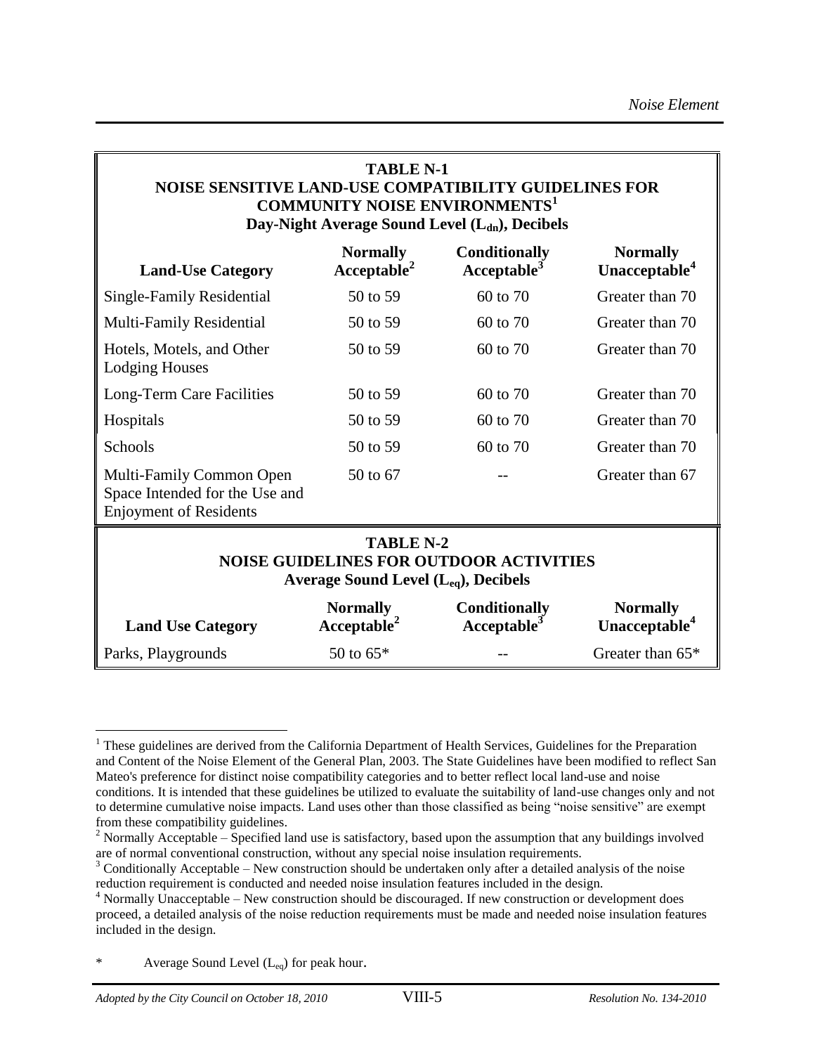## TABLE N-1
## NOISE SENSITIVE LAND-USE COMPATIBILITY GUIDELINES FOR COMMUNITY NOISE ENVIRONMENTS[1]
### Day-Night Average Sound Level ($L_{dn}$), Decibels

| Land-Use Category | Normally Acceptable[2] | Conditionally Acceptable[3] | Normally Unacceptable[4] |
|---|---|---|---|
| Single-Family Residential | 50 to 59 | 60 to 70 | Greater than 70 |
| Multi-Family Residential | 50 to 59 | 60 to 70 | Greater than 70 |
| Hotels, Motels, and Other Lodging Houses | 50 to 59 | 60 to 70 | Greater than 70 |
| Long-Term Care Facilities | 50 to 59 | 60 to 70 | Greater than 70 |
| Hospitals | 50 to 59 | 60 to 70 | Greater than 70 |
| Schools | 50 to 59 | 60 to 70 | Greater than 70 |
| Multi-Family Common Open Space Intended for the Use and Enjoyment of Residents | 50 to 67 | -- | Greater than 67 |

## TABLE N-2
## NOISE GUIDELINES FOR OUTDOOR ACTIVITIES
### Average Sound Level ($L_{eq}$), Decibels

| Land Use Category | Normally Acceptable[2] | Conditionally Acceptable[3] | Normally Unacceptable[4] |
|---|---|---|---|
| Parks, Playgrounds | 50 to 65* | -- | Greater than 65* |

[1] These guidelines are derived from the California Department of Health Services, Guidelines for the Preparation and Content of the Noise Element of the General Plan, 2003. The State Guidelines have been modified to reflect San Mateo's preference for distinct noise compatibility categories and to better reflect local land-use and noise conditions. It is intended that these guidelines be utilized to evaluate the suitability of land-use changes only and not to determine cumulative noise impacts. Land uses other than those classified as being "noise sensitive" are exempt from these compatibility guidelines.

[2] Normally Acceptable – Specified land use is satisfactory, based upon the assumption that any buildings involved are of normal conventional construction, without any special noise insulation requirements.

[3] Conditionally Acceptable – New construction should be undertaken only after a detailed analysis of the noise reduction requirement is conducted and needed noise insulation features included in the design.

[4] Normally Unacceptable – New construction should be discouraged. If new construction or development does proceed, a detailed analysis of the noise reduction requirements must be made and needed noise insulation features included in the design.

\* Average Sound Level ($L_{eq}$) for peak hour.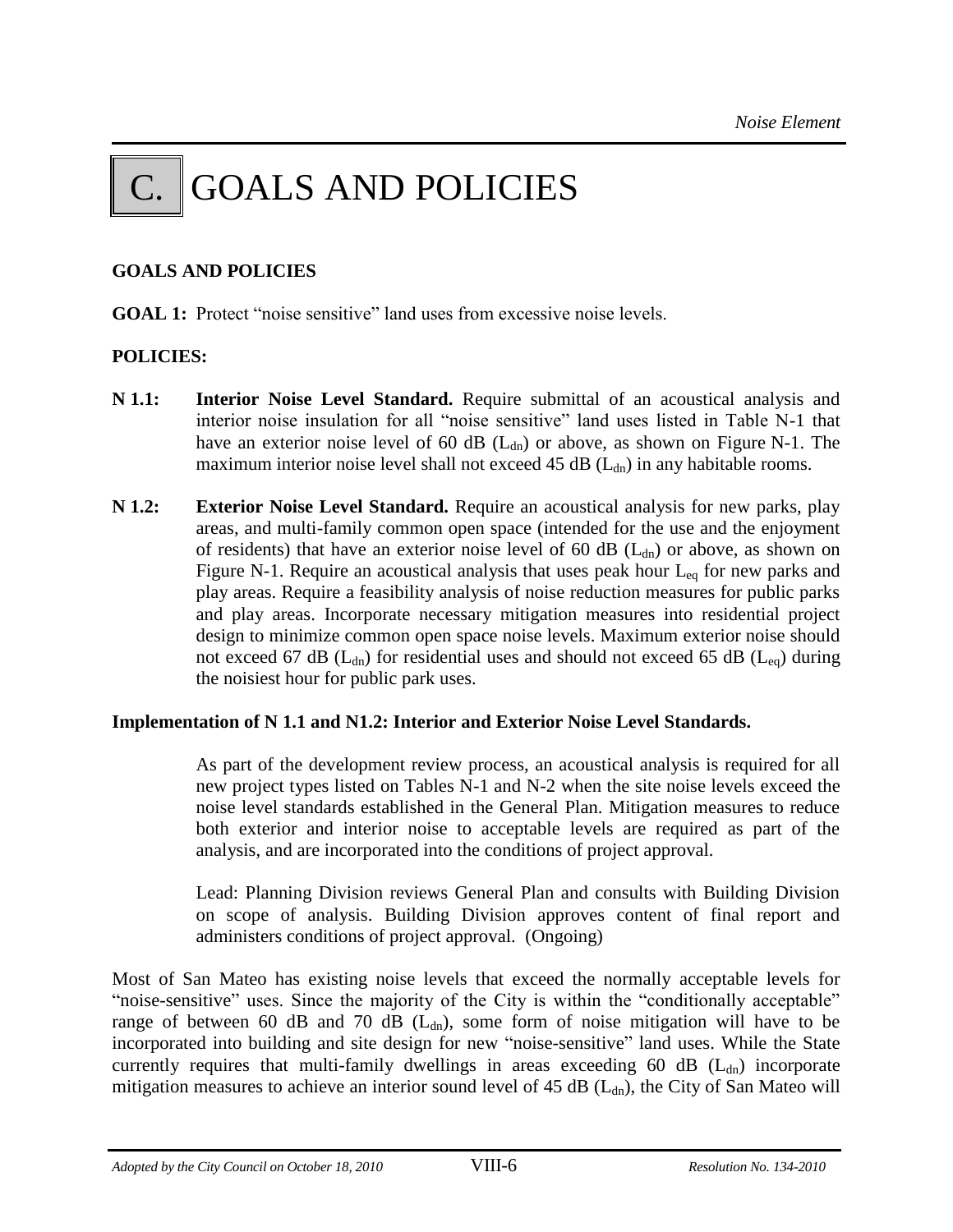# C. GOALS AND POLICIES

**GOALS AND POLICIES**

**GOAL 1:** Protect "noise sensitive" land uses from excessive noise levels.

**POLICIES:**

**N 1.1: Interior Noise Level Standard.** Require submittal of an acoustical analysis and interior noise insulation for all "noise sensitive" land uses listed in Table N-1 that have an exterior noise level of 60 dB ($L_{dn}$) or above, as shown on Figure N-1. The maximum interior noise level shall not exceed 45 dB ($L_{dn}$) in any habitable rooms.

**N 1.2: Exterior Noise Level Standard.** Require an acoustical analysis for new parks, play areas, and multi-family common open space (intended for the use and the enjoyment of residents) that have an exterior noise level of 60 dB ($L_{dn}$) or above, as shown on Figure N-1. Require an acoustical analysis that uses peak hour $L_{eq}$ for new parks and play areas. Require a feasibility analysis of noise reduction measures for public parks and play areas. Incorporate necessary mitigation measures into residential project design to minimize common open space noise levels. Maximum exterior noise should not exceed 67 dB ($L_{dn}$) for residential uses and should not exceed 65 dB ($L_{eq}$) during the noisiest hour for public park uses.

**Implementation of N 1.1 and N1.2: Interior and Exterior Noise Level Standards.**

As part of the development review process, an acoustical analysis is required for all new project types listed on Tables N-1 and N-2 when the site noise levels exceed the noise level standards established in the General Plan. Mitigation measures to reduce both exterior and interior noise to acceptable levels are required as part of the analysis, and are incorporated into the conditions of project approval.

Lead: Planning Division reviews General Plan and consults with Building Division on scope of analysis. Building Division approves content of final report and administers conditions of project approval. (Ongoing)

Most of San Mateo has existing noise levels that exceed the normally acceptable levels for "noise-sensitive" uses. Since the majority of the City is within the "conditionally acceptable" range of between 60 dB and 70 dB ($L_{dn}$), some form of noise mitigation will have to be incorporated into building and site design for new "noise-sensitive" land uses. While the State currently requires that multi-family dwellings in areas exceeding 60 dB ($L_{dn}$) incorporate mitigation measures to achieve an interior sound level of 45 dB ($L_{dn}$), the City of San Mateo will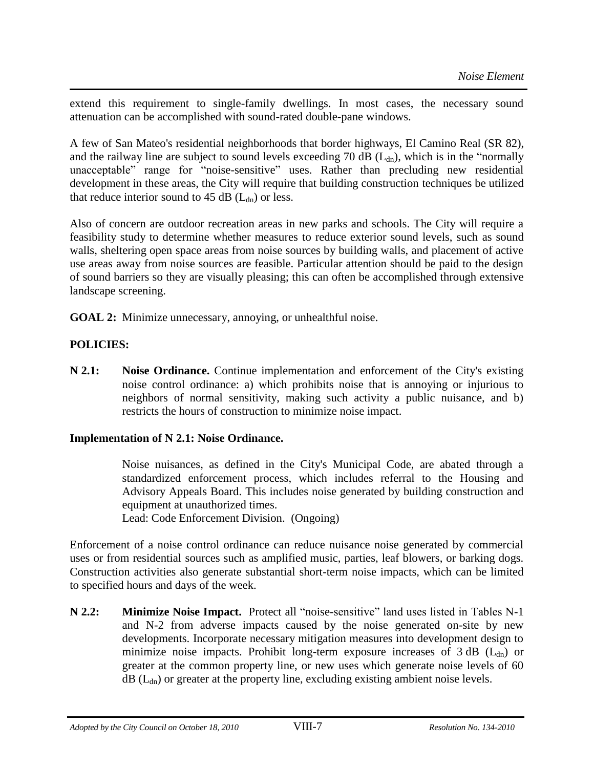extend this requirement to single-family dwellings. In most cases, the necessary sound attenuation can be accomplished with sound-rated double-pane windows.

A few of San Mateo's residential neighborhoods that border highways, El Camino Real (SR 82), and the railway line are subject to sound levels exceeding 70 dB ($L_{dn}$), which is in the “normally unacceptable” range for “noise-sensitive” uses. Rather than precluding new residential development in these areas, the City will require that building construction techniques be utilized that reduce interior sound to 45 dB ($L_{dn}$) or less.

Also of concern are outdoor recreation areas in new parks and schools. The City will require a feasibility study to determine whether measures to reduce exterior sound levels, such as sound walls, sheltering open space areas from noise sources by building walls, and placement of active use areas away from noise sources are feasible. Particular attention should be paid to the design of sound barriers so they are visually pleasing; this can often be accomplished through extensive landscape screening.

**GOAL 2:** Minimize unnecessary, annoying, or unhealthful noise.

**POLICIES:**

**N 2.1:** **Noise Ordinance.** Continue implementation and enforcement of the City's existing noise control ordinance: a) which prohibits noise that is annoying or injurious to neighbors of normal sensitivity, making such activity a public nuisance, and b) restricts the hours of construction to minimize noise impact.

**Implementation of N 2.1: Noise Ordinance.**

Noise nuisances, as defined in the City's Municipal Code, are abated through a standardized enforcement process, which includes referral to the Housing and Advisory Appeals Board. This includes noise generated by building construction and equipment at unauthorized times.
Lead: Code Enforcement Division. (Ongoing)

Enforcement of a noise control ordinance can reduce nuisance noise generated by commercial uses or from residential sources such as amplified music, parties, leaf blowers, or barking dogs. Construction activities also generate substantial short-term noise impacts, which can be limited to specified hours and days of the week.

**N 2.2:** **Minimize Noise Impact.** Protect all “noise-sensitive” land uses listed in Tables N-1 and N-2 from adverse impacts caused by the noise generated on-site by new developments. Incorporate necessary mitigation measures into development design to minimize noise impacts. Prohibit long-term exposure increases of 3 dB ($L_{dn}$) or greater at the common property line, or new uses which generate noise levels of 60 dB ($L_{dn}$) or greater at the property line, excluding existing ambient noise levels.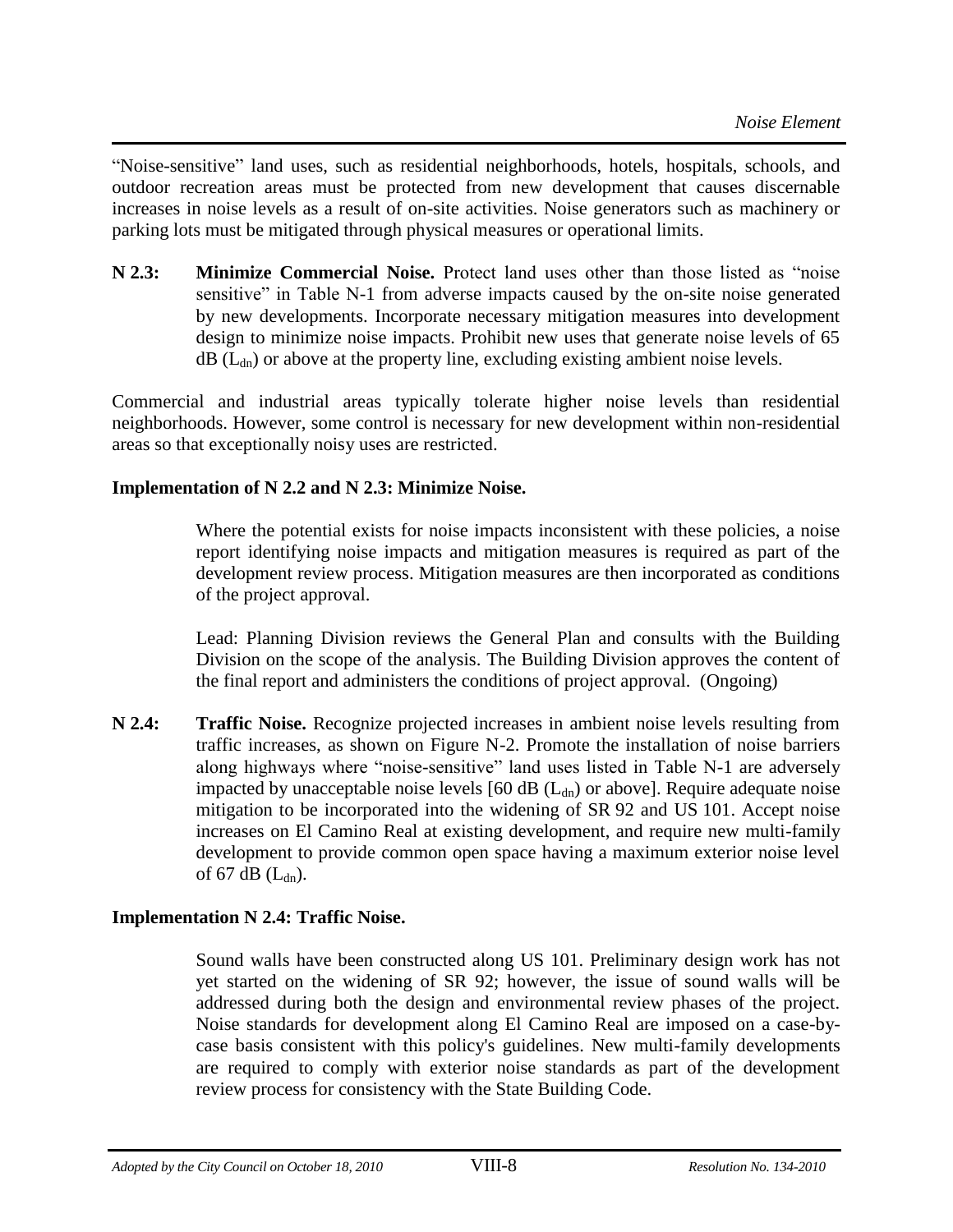"Noise-sensitive" land uses, such as residential neighborhoods, hotels, hospitals, schools, and outdoor recreation areas must be protected from new development that causes discernable increases in noise levels as a result of on-site activities. Noise generators such as machinery or parking lots must be mitigated through physical measures or operational limits.

**N 2.3: Minimize Commercial Noise.** Protect land uses other than those listed as "noise sensitive" in Table N-1 from adverse impacts caused by the on-site noise generated by new developments. Incorporate necessary mitigation measures into development design to minimize noise impacts. Prohibit new uses that generate noise levels of 65 dB ($L_{dn}$) or above at the property line, excluding existing ambient noise levels.

Commercial and industrial areas typically tolerate higher noise levels than residential neighborhoods. However, some control is necessary for new development within non-residential areas so that exceptionally noisy uses are restricted.

**Implementation of N 2.2 and N 2.3: Minimize Noise.**

Where the potential exists for noise impacts inconsistent with these policies, a noise report identifying noise impacts and mitigation measures is required as part of the development review process. Mitigation measures are then incorporated as conditions of the project approval.

Lead: Planning Division reviews the General Plan and consults with the Building Division on the scope of the analysis. The Building Division approves the content of the final report and administers the conditions of project approval. (Ongoing)

**N 2.4: Traffic Noise.** Recognize projected increases in ambient noise levels resulting from traffic increases, as shown on Figure N-2. Promote the installation of noise barriers along highways where "noise-sensitive" land uses listed in Table N-1 are adversely impacted by unacceptable noise levels [60 dB ($L_{dn}$) or above]. Require adequate noise mitigation to be incorporated into the widening of SR 92 and US 101. Accept noise increases on El Camino Real at existing development, and require new multi-family development to provide common open space having a maximum exterior noise level of 67 dB ($L_{dn}$).

**Implementation N 2.4: Traffic Noise.**

Sound walls have been constructed along US 101. Preliminary design work has not yet started on the widening of SR 92; however, the issue of sound walls will be addressed during both the design and environmental review phases of the project. Noise standards for development along El Camino Real are imposed on a case-by-case basis consistent with this policy's guidelines. New multi-family developments are required to comply with exterior noise standards as part of the development review process for consistency with the State Building Code.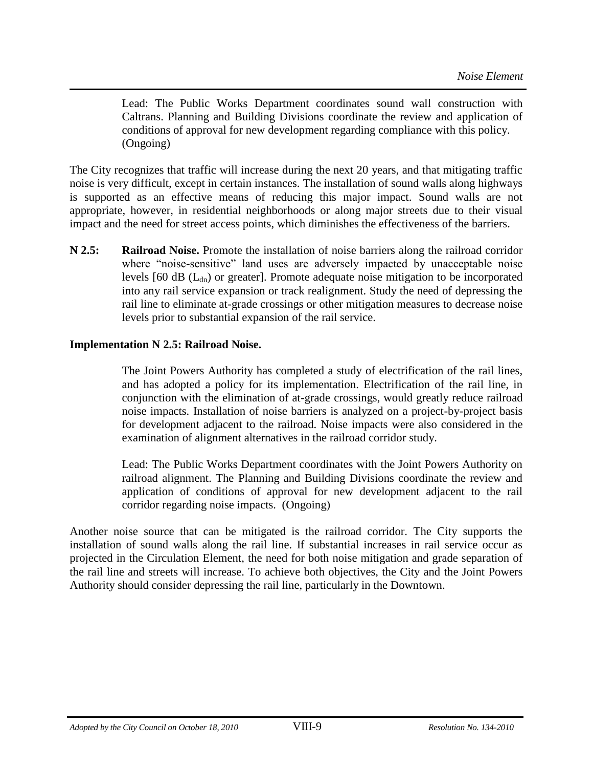Lead: The Public Works Department coordinates sound wall construction with Caltrans. Planning and Building Divisions coordinate the review and application of conditions of approval for new development regarding compliance with this policy. (Ongoing)

The City recognizes that traffic will increase during the next 20 years, and that mitigating traffic noise is very difficult, except in certain instances. The installation of sound walls along highways is supported as an effective means of reducing this major impact. Sound walls are not appropriate, however, in residential neighborhoods or along major streets due to their visual impact and the need for street access points, which diminishes the effectiveness of the barriers.

**N 2.5: Railroad Noise.** Promote the installation of noise barriers along the railroad corridor where "noise-sensitive" land uses are adversely impacted by unacceptable noise levels [60 dB ($L_{dn}$) or greater]. Promote adequate noise mitigation to be incorporated into any rail service expansion or track realignment. Study the need of depressing the rail line to eliminate at-grade crossings or other mitigation measures to decrease noise levels prior to substantial expansion of the rail service.

**Implementation N 2.5: Railroad Noise.**

The Joint Powers Authority has completed a study of electrification of the rail lines, and has adopted a policy for its implementation. Electrification of the rail line, in conjunction with the elimination of at-grade crossings, would greatly reduce railroad noise impacts. Installation of noise barriers is analyzed on a project-by-project basis for development adjacent to the railroad. Noise impacts were also considered in the examination of alignment alternatives in the railroad corridor study.

Lead: The Public Works Department coordinates with the Joint Powers Authority on railroad alignment. The Planning and Building Divisions coordinate the review and application of conditions of approval for new development adjacent to the rail corridor regarding noise impacts. (Ongoing)

Another noise source that can be mitigated is the railroad corridor. The City supports the installation of sound walls along the rail line. If substantial increases in rail service occur as projected in the Circulation Element, the need for both noise mitigation and grade separation of the rail line and streets will increase. To achieve both objectives, the City and the Joint Powers Authority should consider depressing the rail line, particularly in the Downtown.